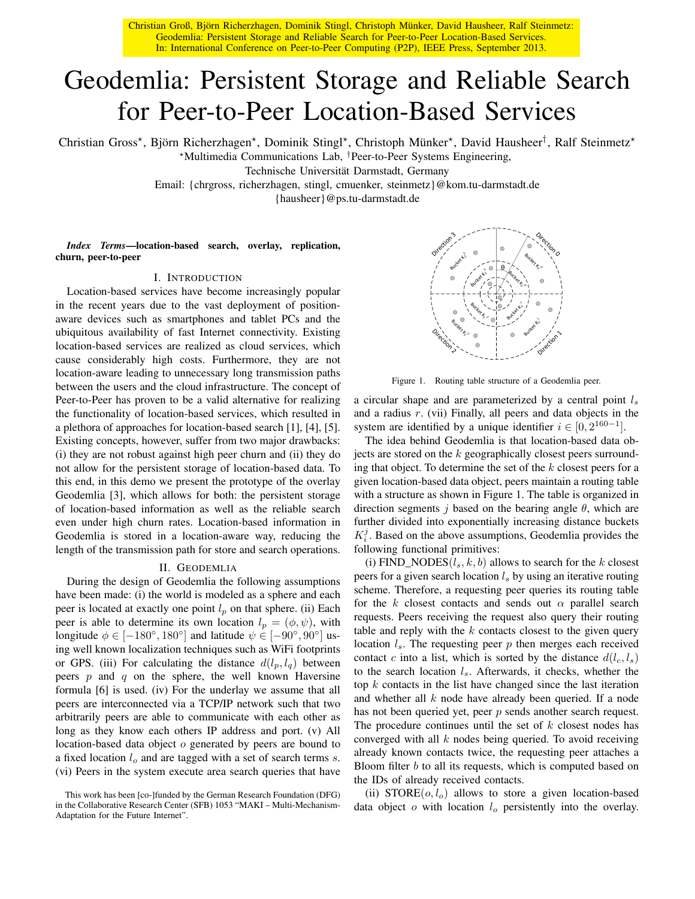Christian Groß, Björn Richerzhagen, Dominik Stingl, Christoph Münker, David Hausheer, Ralf Steinmetz: Geodemlia: Persistent Storage and Reliable Search for Peer-to-Peer Location-Based Services. In: International Conference on Peer-to-Peer Computing (P2P), IEEE Press, September 2013.

# Geodemlia: Persistent Storage and Reliable Search for Peer-to-Peer Location-Based Services

Christian Gross*, Björn Richerzhagen*, Dominik Stingl*, Christoph Münker*, David Hausheer†, Ralf Steinmetz*

*Multimedia Communications Lab, †Peer-to-Peer Systems Engineering,
Technische Universität Darmstadt, Germany
Email: {chrgross, richerzhagen, stingl, cmuenker, steinmetz}@kom.tu-darmstadt.de
{hausheer}@ps.tu-darmstadt.de

***Index Terms*—location-based search, overlay, replication, churn, peer-to-peer**

## I. Introduction

Location-based services have become increasingly popular in the recent years due to the vast deployment of position-aware devices such as smartphones and tablet PCs and the ubiquitous availability of fast Internet connectivity. Existing location-based services are realized as cloud services, which cause considerably high costs. Furthermore, they are not location-aware leading to unnecessary long transmission paths between the users and the cloud infrastructure. The concept of Peer-to-Peer has proven to be a valid alternative for realizing the functionality of location-based services, which resulted in a plethora of approaches for location-based search [1], [4], [5]. Existing concepts, however, suffer from two major drawbacks: (i) they are not robust against high peer churn and (ii) they do not allow for the persistent storage of location-based data. To this end, in this demo we present the prototype of the overlay Geodemlia [3], which allows for both: the persistent storage of location-based information as well as the reliable search even under high churn rates. Location-based information in Geodemlia is stored in a location-aware way, reducing the length of the transmission path for store and search operations.

## II. Geodemlia

During the design of Geodemlia the following assumptions have been made: (i) the world is modeled as a sphere and each peer is located at exactly one point $l_p$ on that sphere. (ii) Each peer is able to determine its own location $l_p = (\phi, \psi)$, with longitude $\phi \in [-180°, 180°]$ and latitude $\psi \in [-90°, 90°]$ using well known localization techniques such as WiFi footprints or GPS. (iii) For calculating the distance $d(l_p, l_q)$ between peers $p$ and $q$ on the sphere, the well known Haversine formula [6] is used. (iv) For the underlay we assume that all peers are interconnected via a TCP/IP network such that two arbitrarily peers are able to communicate with each other as long as they know each others IP address and port. (v) All location-based data object $o$ generated by peers are bound to a fixed location $l_o$ and are tagged with a set of search terms $s$. (vi) Peers in the system execute area search queries that have a circular shape and are parameterized by a central point $l_s$ and a radius $r$. (vii) Finally, all peers and data objects in the system are identified by a unique identifier $i \in [0, 2^{160-1}]$.

Figure 1. Routing table structure of a Geodemlia peer.

The idea behind Geodemlia is that location-based data objects are stored on the $k$ geographically closest peers surrounding that object. To determine the set of the $k$ closest peers for a given location-based data object, peers maintain a routing table with a structure as shown in Figure 1. The table is organized in direction segments $j$ based on the bearing angle $\theta$, which are further divided into exponentially increasing distance buckets $K_i^j$. Based on the above assumptions, Geodemlia provides the following functional primitives:

(i) FIND_NODES$(l_s, k, b)$ allows to search for the $k$ closest peers for a given search location $l_s$ by using an iterative routing scheme. Therefore, a requesting peer queries its routing table for the $k$ closest contacts and sends out $\alpha$ parallel search requests. Peers receiving the request also query their routing table and reply with the $k$ contacts closest to the given query location $l_s$. The requesting peer $p$ then merges each received contact $c$ into a list, which is sorted by the distance $d(l_c, l_s)$ to the search location $l_s$. Afterwards, it checks, whether the top $k$ contacts in the list have changed since the last iteration and whether all $k$ node have already been queried. If a node has not been queried yet, peer $p$ sends another search request. The procedure continues until the set of $k$ closest nodes has converged with all $k$ nodes being queried. To avoid receiving already known contacts twice, the requesting peer attaches a Bloom filter $b$ to all its requests, which is computed based on the IDs of already received contacts.

(ii) STORE$(o, l_o)$ allows to store a given location-based data object $o$ with location $l_o$ persistently into the overlay.

This work has been [co-]funded by the German Research Foundation (DFG) in the Collaborative Research Center (SFB) 1053 "MAKI – Multi-Mechanism-Adaptation for the Future Internet".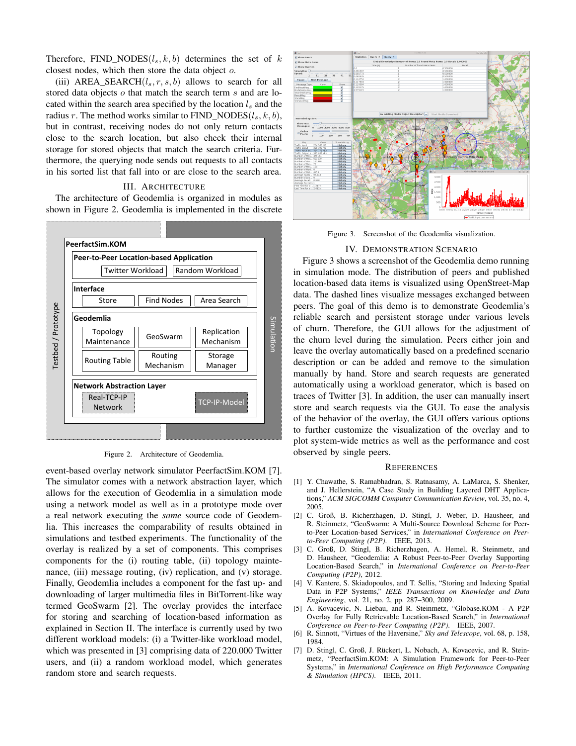Therefore, FIND_NODES($l_s, k, b$) determines the set of $k$ closest nodes, which then store the data object $o$.

(iii) AREA_SEARCH($l_s, r, s, b$) allows to search for all stored data objects $o$ that match the search term $s$ and are located within the search area specified by the location $l_s$ and the radius $r$. The method works similar to FIND_NODES($l_s, k, b$), but in contrast, receiving nodes do not only return contacts close to the search location, but also check their internal storage for stored objects that match the search criteria. Furthermore, the querying node sends out requests to all contacts in his sorted list that fall into or are close to the search area.

## III. Architecture

The architecture of Geodemlia is organized in modules as shown in Figure 2. Geodemlia is implemented in the discrete event-based overlay network simulator PeerfactSim.KOM [7]. The simulator comes with a network abstraction layer, which allows for the execution of Geodemlia in a simulation mode using a network model as well as in a prototype mode over a real network executing the *same* source code of Geodemlia. This increases the comparability of results obtained in simulations and testbed experiments. The functionality of the overlay is realized by a set of components. This comprises components for the (i) routing table, (ii) topology maintenance, (iii) message routing, (iv) replication, and (v) storage. Finally, Geodemlia includes a component for the fast up- and downloading of larger multimedia files in BitTorrent-like way termed GeoSwarm [2]. The overlay provides the interface for storing and searching of location-based information as explained in Section II. The interface is currently used by two different workload models: (i) a Twitter-like workload model, which was presented in [3] comprising data of 220.000 Twitter users, and (ii) a random workload model, which generates random store and search requests.

Testbed / Prototype
PeerfactSim.KOM
Peer-to-Peer Location-based Application
Twitter Workload
Random Workload
Interface
Store
Find Nodes
Area Search
Geodemlia
Topology Maintenance
GeoSwarm
Replication Mechanism
Routing Table
Routing Mechanism
Storage Manager
Network Abstraction Layer
Real-TCP-IP Network
TCP-IP-Model
Simulation

Figure 2. Architecture of Geodemlia.

Figure 3. Screenshot of the Geodemlia visualization.

## IV. Demonstration Scenario

Figure 3 shows a screenshot of the Geodemlia demo running in simulation mode. The distribution of peers and published location-based data items is visualized using OpenStreet-Map data. The dashed lines visualize messages exchanged between peers. The goal of this demo is to demonstrate Geodemlia's reliable search and persistent storage under various levels of churn. Therefore, the GUI allows for the adjustment of the churn level during the simulation. Peers either join and leave the overlay automatically based on a predefined scenario description or can be added and remove to the simulation manually by hand. Store and search requests are generated automatically using a workload generator, which is based on traces of Twitter [3]. In addition, the user can manually insert store and search requests via the GUI. To ease the analysis of the behavior of the overlay, the GUI offers various options to further customize the visualization of the overlay and to plot system-wide metrics as well as the performance and cost observed by single peers.

## References

[1] Y. Chawathe, S. Ramabhadran, S. Ratnasamy, A. LaMarca, S. Shenker, and J. Hellerstein, "A Case Study in Building Layered DHT Applications," *ACM SIGCOMM Computer Communication Review*, vol. 35, no. 4, 2005.

[2] C. Groß, B. Richerzhagen, D. Stingl, J. Weber, D. Hausheer, and R. Steinmetz, "GeoSwarm: A Multi-Source Download Scheme for Peer-to-Peer Location-based Services," in *International Conference on Peer-to-Peer Computing (P2P)*. IEEE, 2013.

[3] C. Groß, D. Stingl, B. Richerzhagen, A. Hemel, R. Steinmetz, and D. Hausheer, "Geodemlia: A Robust Peer-to-Peer Overlay Supporting Location-Based Search," in *International Conference on Peer-to-Peer Computing (P2P)*, 2012.

[4] V. Kantere, S. Skiadopoulos, and T. Sellis, "Storing and Indexing Spatial Data in P2P Systems," *IEEE Transactions on Knowledge and Data Engineering*, vol. 21, no. 2, pp. 287–300, 2009.

[5] A. Kovacevic, N. Liebau, and R. Steinmetz, "Globase.KOM - A P2P Overlay for Fully Retrievable Location-Based Search," in *International Conference on Peer-to-Peer Computing (P2P)*. IEEE, 2007.

[6] R. Sinnott, "Virtues of the Haversine," *Sky and Telescope*, vol. 68, p. 158, 1984.

[7] D. Stingl, C. Groß, J. Rückert, L. Nobach, A. Kovacevic, and R. Steinmetz, "PeerfactSim.KOM: A Simulation Framework for Peer-to-Peer Systems," in *International Conference on High Performance Computing & Simulation (HPCS)*. IEEE, 2011.